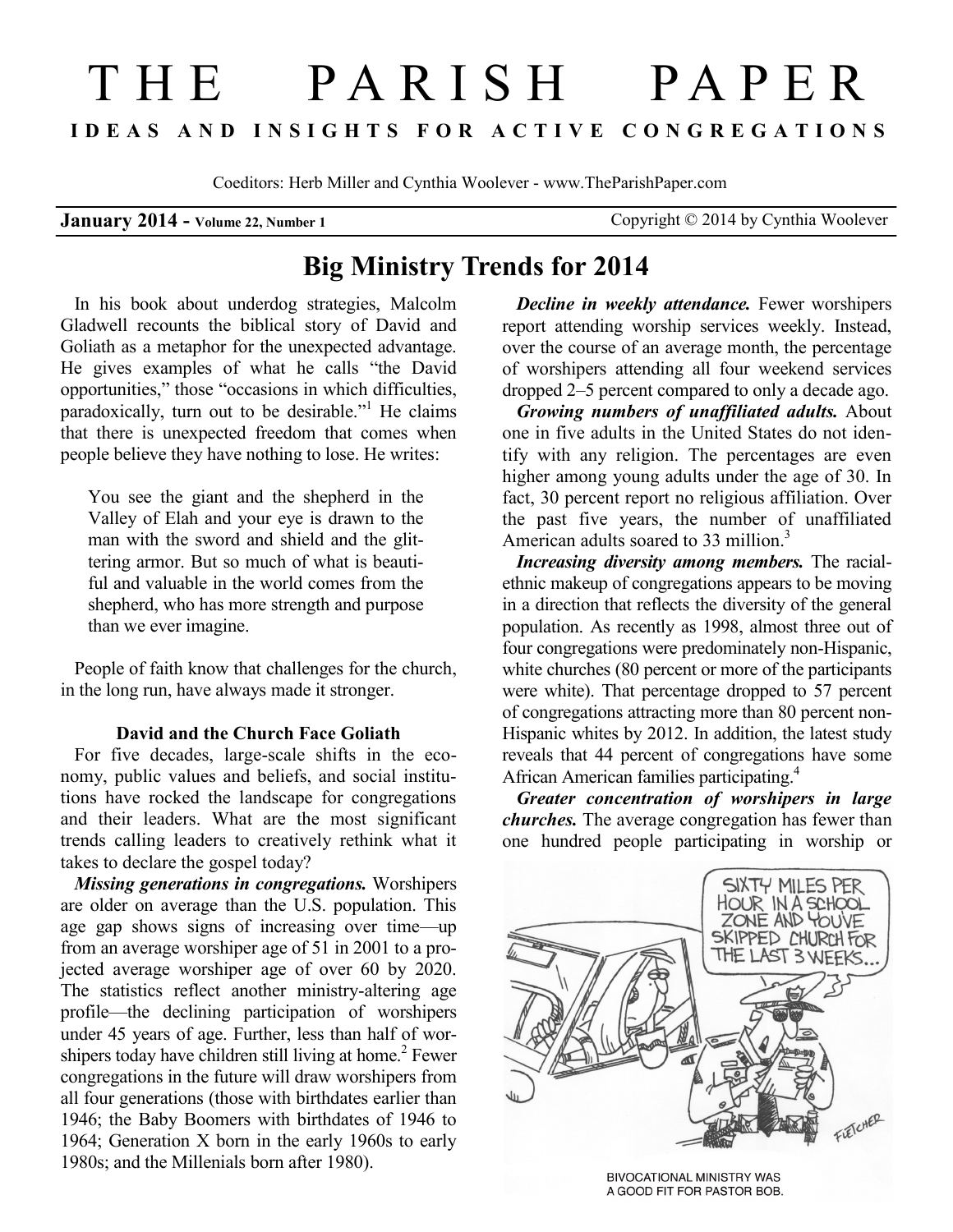# THE PARISH PAPER

**IDEAS AND INSIGHTS FOR ACTIVE CONGREGATIONS**

Coeditors: Herb Miller and Cynthia Woolever - www.TheParishPaper.com

**January 2014 - Volume 22, Number 1** Copyright © 2014 by Cynthia Woolever

## Big Ministry Trends for 2014

In his book about underdog strategies, Malcolm Gladwell recounts the biblical story of David and Goliath as a metaphor for the unexpected advantage. He gives examples of what he calls "the David opportunities," those "occasions in which difficulties, paradoxically, turn out to be desirable."[1] He claims that there is unexpected freedom that comes when people believe they have nothing to lose. He writes:

> You see the giant and the shepherd in the Valley of Elah and your eye is drawn to the man with the sword and shield and the glittering armor. But so much of what is beautiful and valuable in the world comes from the shepherd, who has more strength and purpose than we ever imagine.

People of faith know that challenges for the church, in the long run, have always made it stronger.

### David and the Church Face Goliath

For five decades, large-scale shifts in the economy, public values and beliefs, and social institutions have rocked the landscape for congregations and their leaders. What are the most significant trends calling leaders to creatively rethink what it takes to declare the gospel today?

***Missing generations in congregations.*** Worshipers are older on average than the U.S. population. This age gap shows signs of increasing over time—up from an average worshiper age of 51 in 2001 to a projected average worshiper age of over 60 by 2020. The statistics reflect another ministry-altering age profile—the declining participation of worshipers under 45 years of age. Further, less than half of worshipers today have children still living at home.[2] Fewer congregations in the future will draw worshipers from all four generations (those with birthdates earlier than 1946; the Baby Boomers with birthdates of 1946 to 1964; Generation X born in the early 1960s to early 1980s; and the Millenials born after 1980).

***Decline in weekly attendance.*** Fewer worshipers report attending worship services weekly. Instead, over the course of an average month, the percentage of worshipers attending all four weekend services dropped 2–5 percent compared to only a decade ago.

***Growing numbers of unaffiliated adults.*** About one in five adults in the United States do not identify with any religion. The percentages are even higher among young adults under the age of 30. In fact, 30 percent report no religious affiliation. Over the past five years, the number of unaffiliated American adults soared to 33 million.[3]

***Increasing diversity among members.*** The racial-ethnic makeup of congregations appears to be moving in a direction that reflects the diversity of the general population. As recently as 1998, almost three out of four congregations were predominately non-Hispanic, white churches (80 percent or more of the participants were white). That percentage dropped to 57 percent of congregations attracting more than 80 percent non-Hispanic whites by 2012. In addition, the latest study reveals that 44 percent of congregations have some African American families participating.[4]

***Greater concentration of worshipers in large churches.*** The average congregation has fewer than one hundred people participating in worship or

BIVOCATIONAL MINISTRY WAS A GOOD FIT FOR PASTOR BOB.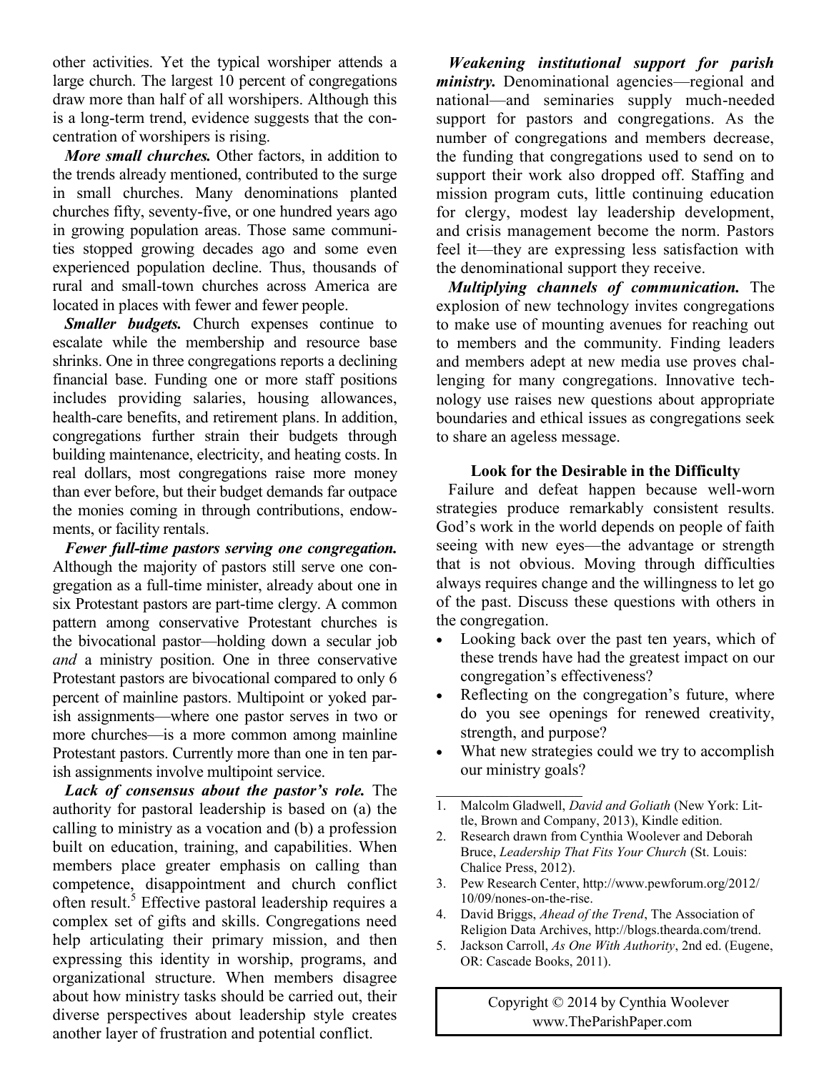other activities. Yet the typical worshiper attends a large church. The largest 10 percent of congregations draw more than half of all worshipers. Although this is a long-term trend, evidence suggests that the concentration of worshipers is rising.

***More small churches.*** Other factors, in addition to the trends already mentioned, contributed to the surge in small churches. Many denominations planted churches fifty, seventy-five, or one hundred years ago in growing population areas. Those same communities stopped growing decades ago and some even experienced population decline. Thus, thousands of rural and small-town churches across America are located in places with fewer and fewer people.

***Smaller budgets.*** Church expenses continue to escalate while the membership and resource base shrinks. One in three congregations reports a declining financial base. Funding one or more staff positions includes providing salaries, housing allowances, health-care benefits, and retirement plans. In addition, congregations further strain their budgets through building maintenance, electricity, and heating costs. In real dollars, most congregations raise more money than ever before, but their budget demands far outpace the monies coming in through contributions, endowments, or facility rentals.

***Fewer full-time pastors serving one congregation.*** Although the majority of pastors still serve one congregation as a full-time minister, already about one in six Protestant pastors are part-time clergy. A common pattern among conservative Protestant churches is the bivocational pastor—holding down a secular job *and* a ministry position. One in three conservative Protestant pastors are bivocational compared to only 6 percent of mainline pastors. Multipoint or yoked parish assignments—where one pastor serves in two or more churches—is a more common among mainline Protestant pastors. Currently more than one in ten parish assignments involve multipoint service.

***Lack of consensus about the pastor's role.*** The authority for pastoral leadership is based on (a) the calling to ministry as a vocation and (b) a profession built on education, training, and capabilities. When members place greater emphasis on calling than competence, disappointment and church conflict often result.[5] Effective pastoral leadership requires a complex set of gifts and skills. Congregations need help articulating their primary mission, and then expressing this identity in worship, programs, and organizational structure. When members disagree about how ministry tasks should be carried out, their diverse perspectives about leadership style creates another layer of frustration and potential conflict.

***Weakening institutional support for parish ministry.*** Denominational agencies—regional and national—and seminaries supply much-needed support for pastors and congregations. As the number of congregations and members decrease, the funding that congregations used to send on to support their work also dropped off. Staffing and mission program cuts, little continuing education for clergy, modest lay leadership development, and crisis management become the norm. Pastors feel it—they are expressing less satisfaction with the denominational support they receive.

***Multiplying channels of communication.*** The explosion of new technology invites congregations to make use of mounting avenues for reaching out to members and the community. Finding leaders and members adept at new media use proves challenging for many congregations. Innovative technology use raises new questions about appropriate boundaries and ethical issues as congregations seek to share an ageless message.

### Look for the Desirable in the Difficulty

Failure and defeat happen because well-worn strategies produce remarkably consistent results. God's work in the world depends on people of faith seeing with new eyes—the advantage or strength that is not obvious. Moving through difficulties always requires change and the willingness to let go of the past. Discuss these questions with others in the congregation.

- Looking back over the past ten years, which of these trends have had the greatest impact on our congregation's effectiveness?
- Reflecting on the congregation's future, where do you see openings for renewed creativity, strength, and purpose?
- What new strategies could we try to accomplish our ministry goals?

---

1. Malcolm Gladwell, *David and Goliath* (New York: Little, Brown and Company, 2013), Kindle edition.
2. Research drawn from Cynthia Woolever and Deborah Bruce, *Leadership That Fits Your Church* (St. Louis: Chalice Press, 2012).
3. Pew Research Center, http://www.pewforum.org/2012/10/09/nones-on-the-rise.
4. David Briggs, *Ahead of the Trend*, The Association of Religion Data Archives, http://blogs.thearda.com/trend.
5. Jackson Carroll, *As One With Authority*, 2nd ed. (Eugene, OR: Cascade Books, 2011).

Copyright © 2014 by Cynthia Woolever
www.TheParishPaper.com